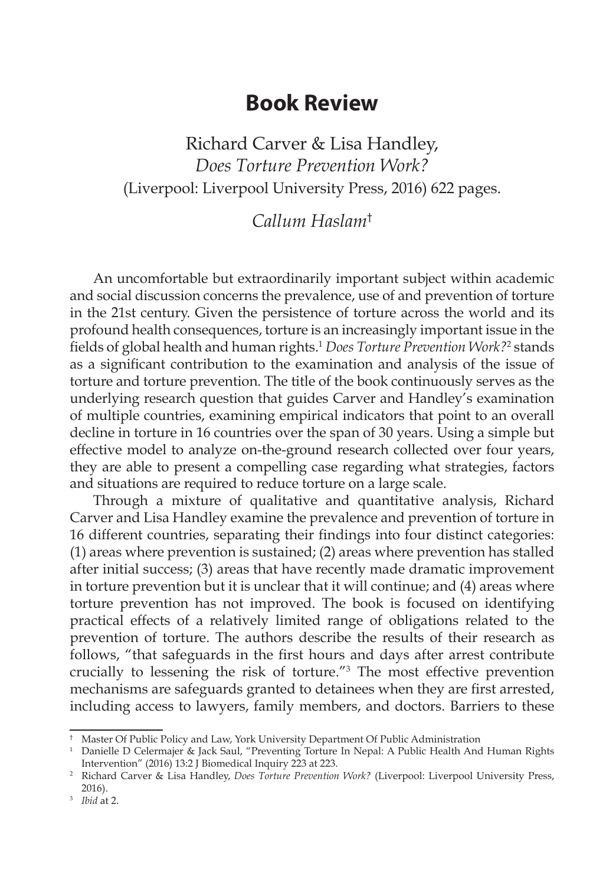# Book Review

Richard Carver & Lisa Handley,
*Does Torture Prevention Work?*
(Liverpool: Liverpool University Press, 2016) 622 pages.

*Callum Haslam*†

An uncomfortable but extraordinarily important subject within academic and social discussion concerns the prevalence, use of and prevention of torture in the 21st century. Given the persistence of torture across the world and its profound health consequences, torture is an increasingly important issue in the fields of global health and human rights.[1] *Does Torture Prevention Work?*[2] stands as a significant contribution to the examination and analysis of the issue of torture and torture prevention. The title of the book continuously serves as the underlying research question that guides Carver and Handley's examination of multiple countries, examining empirical indicators that point to an overall decline in torture in 16 countries over the span of 30 years. Using a simple but effective model to analyze on-the-ground research collected over four years, they are able to present a compelling case regarding what strategies, factors and situations are required to reduce torture on a large scale.

Through a mixture of qualitative and quantitative analysis, Richard Carver and Lisa Handley examine the prevalence and prevention of torture in 16 different countries, separating their findings into four distinct categories: (1) areas where prevention is sustained; (2) areas where prevention has stalled after initial success; (3) areas that have recently made dramatic improvement in torture prevention but it is unclear that it will continue; and (4) areas where torture prevention has not improved. The book is focused on identifying practical effects of a relatively limited range of obligations related to the prevention of torture. The authors describe the results of their research as follows, "that safeguards in the first hours and days after arrest contribute crucially to lessening the risk of torture."[3] The most effective prevention mechanisms are safeguards granted to detainees when they are first arrested, including access to lawyers, family members, and doctors. Barriers to these

---

† Master Of Public Policy and Law, York University Department Of Public Administration

[1] Danielle D Celermajer & Jack Saul, "Preventing Torture In Nepal: A Public Health And Human Rights Intervention" (2016) 13:2 J Biomedical Inquiry 223 at 223.

[2] Richard Carver & Lisa Handley, *Does Torture Prevention Work?* (Liverpool: Liverpool University Press, 2016).

[3] *Ibid* at 2.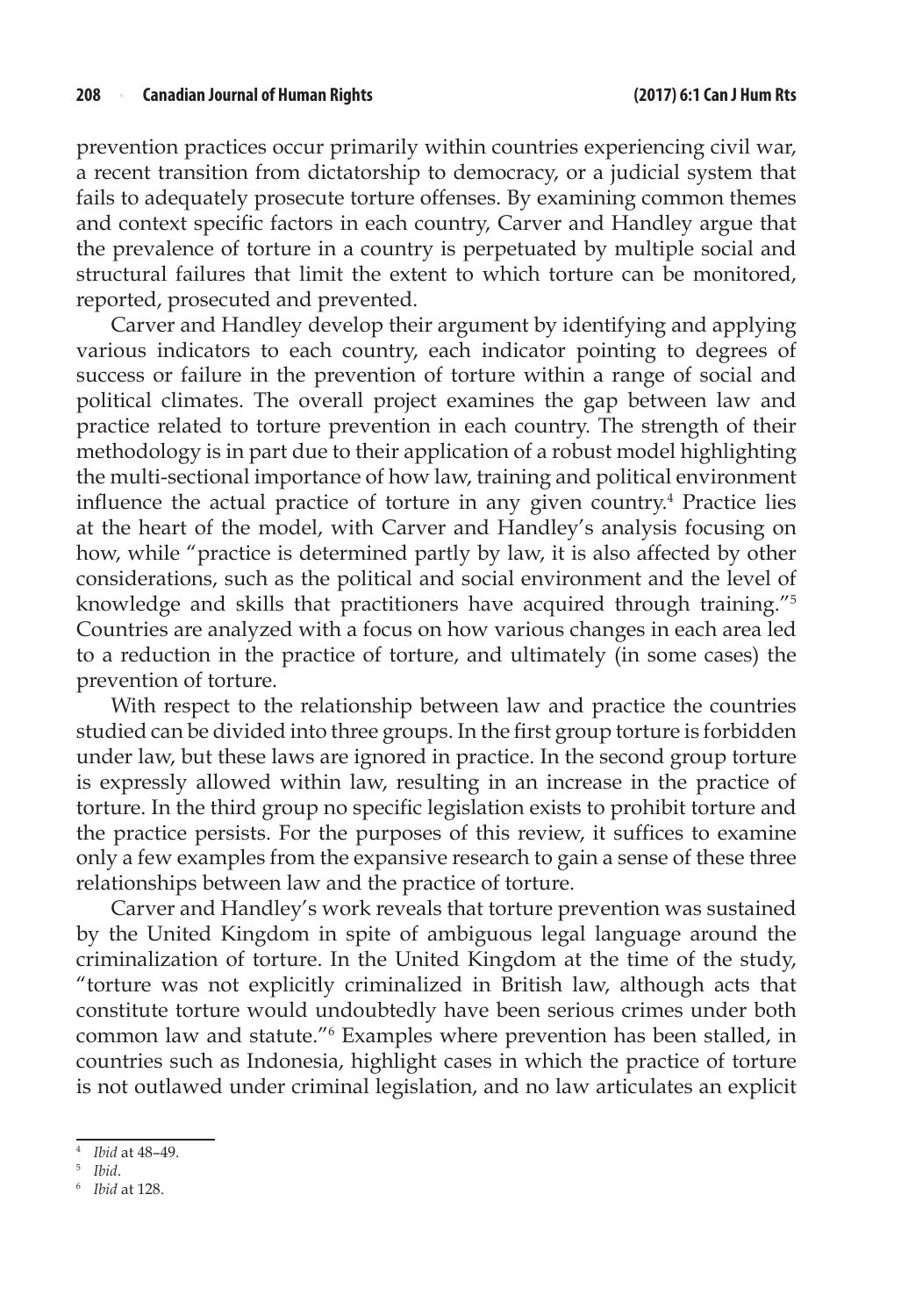prevention practices occur primarily within countries experiencing civil war, a recent transition from dictatorship to democracy, or a judicial system that fails to adequately prosecute torture offenses. By examining common themes and context specific factors in each country, Carver and Handley argue that the prevalence of torture in a country is perpetuated by multiple social and structural failures that limit the extent to which torture can be monitored, reported, prosecuted and prevented.

Carver and Handley develop their argument by identifying and applying various indicators to each country, each indicator pointing to degrees of success or failure in the prevention of torture within a range of social and political climates. The overall project examines the gap between law and practice related to torture prevention in each country. The strength of their methodology is in part due to their application of a robust model highlighting the multi-sectional importance of how law, training and political environment influence the actual practice of torture in any given country.[4] Practice lies at the heart of the model, with Carver and Handley's analysis focusing on how, while "practice is determined partly by law, it is also affected by other considerations, such as the political and social environment and the level of knowledge and skills that practitioners have acquired through training."[5] Countries are analyzed with a focus on how various changes in each area led to a reduction in the practice of torture, and ultimately (in some cases) the prevention of torture.

With respect to the relationship between law and practice the countries studied can be divided into three groups. In the first group torture is forbidden under law, but these laws are ignored in practice. In the second group torture is expressly allowed within law, resulting in an increase in the practice of torture. In the third group no specific legislation exists to prohibit torture and the practice persists. For the purposes of this review, it suffices to examine only a few examples from the expansive research to gain a sense of these three relationships between law and the practice of torture.

Carver and Handley's work reveals that torture prevention was sustained by the United Kingdom in spite of ambiguous legal language around the criminalization of torture. In the United Kingdom at the time of the study, "torture was not explicitly criminalized in British law, although acts that constitute torture would undoubtedly have been serious crimes under both common law and statute."[6] Examples where prevention has been stalled, in countries such as Indonesia, highlight cases in which the practice of torture is not outlawed under criminal legislation, and no law articulates an explicit

---

[4] *Ibid* at 48–49.

[5] *Ibid*.

[6] *Ibid* at 128.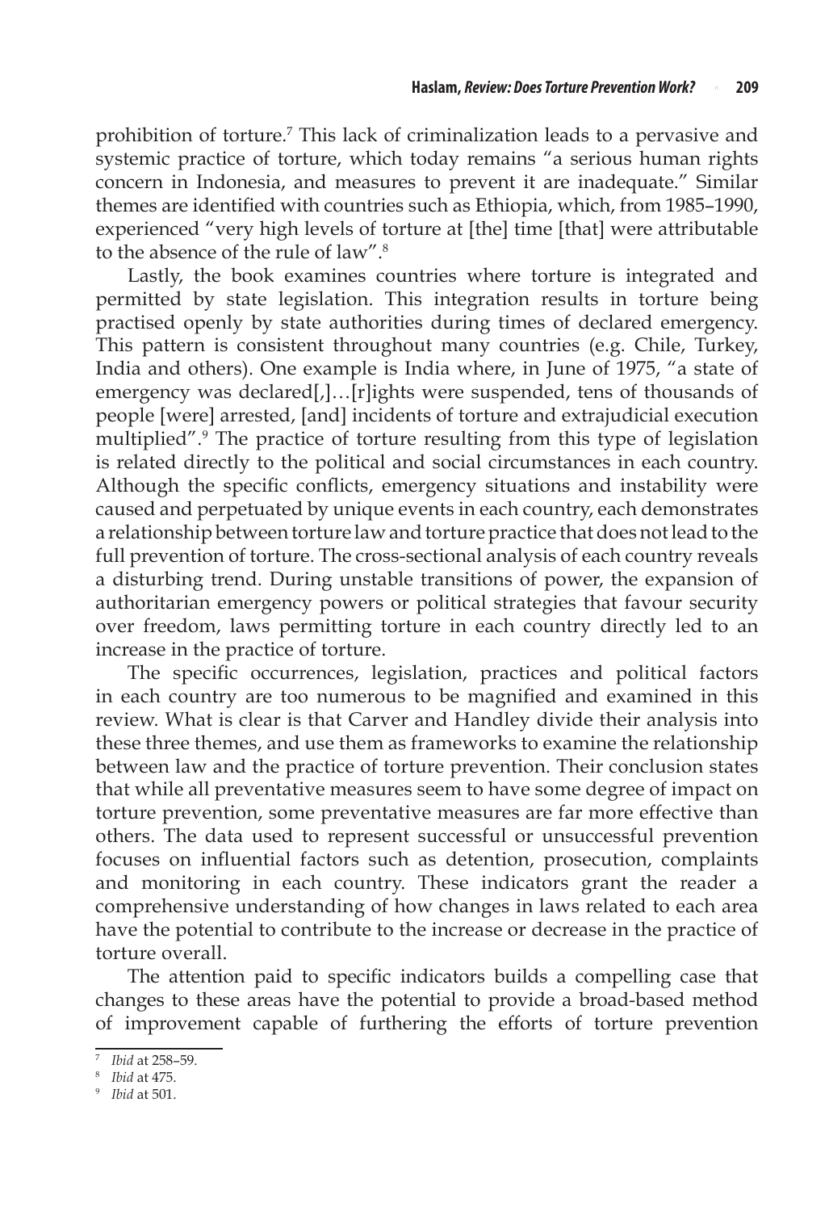prohibition of torture.[7] This lack of criminalization leads to a pervasive and systemic practice of torture, which today remains "a serious human rights concern in Indonesia, and measures to prevent it are inadequate." Similar themes are identified with countries such as Ethiopia, which, from 1985–1990, experienced "very high levels of torture at [the] time [that] were attributable to the absence of the rule of law".[8]

Lastly, the book examines countries where torture is integrated and permitted by state legislation. This integration results in torture being practised openly by state authorities during times of declared emergency. This pattern is consistent throughout many countries (e.g. Chile, Turkey, India and others). One example is India where, in June of 1975, "a state of emergency was declared[,]…[r]ights were suspended, tens of thousands of people [were] arrested, [and] incidents of torture and extrajudicial execution multiplied".[9] The practice of torture resulting from this type of legislation is related directly to the political and social circumstances in each country. Although the specific conflicts, emergency situations and instability were caused and perpetuated by unique events in each country, each demonstrates a relationship between torture law and torture practice that does not lead to the full prevention of torture. The cross-sectional analysis of each country reveals a disturbing trend. During unstable transitions of power, the expansion of authoritarian emergency powers or political strategies that favour security over freedom, laws permitting torture in each country directly led to an increase in the practice of torture.

The specific occurrences, legislation, practices and political factors in each country are too numerous to be magnified and examined in this review. What is clear is that Carver and Handley divide their analysis into these three themes, and use them as frameworks to examine the relationship between law and the practice of torture prevention. Their conclusion states that while all preventative measures seem to have some degree of impact on torture prevention, some preventative measures are far more effective than others. The data used to represent successful or unsuccessful prevention focuses on influential factors such as detention, prosecution, complaints and monitoring in each country. These indicators grant the reader a comprehensive understanding of how changes in laws related to each area have the potential to contribute to the increase or decrease in the practice of torture overall.

The attention paid to specific indicators builds a compelling case that changes to these areas have the potential to provide a broad-based method of improvement capable of furthering the efforts of torture prevention

---

[7] *Ibid* at 258–59.

[8] *Ibid* at 475.

[9] *Ibid* at 501.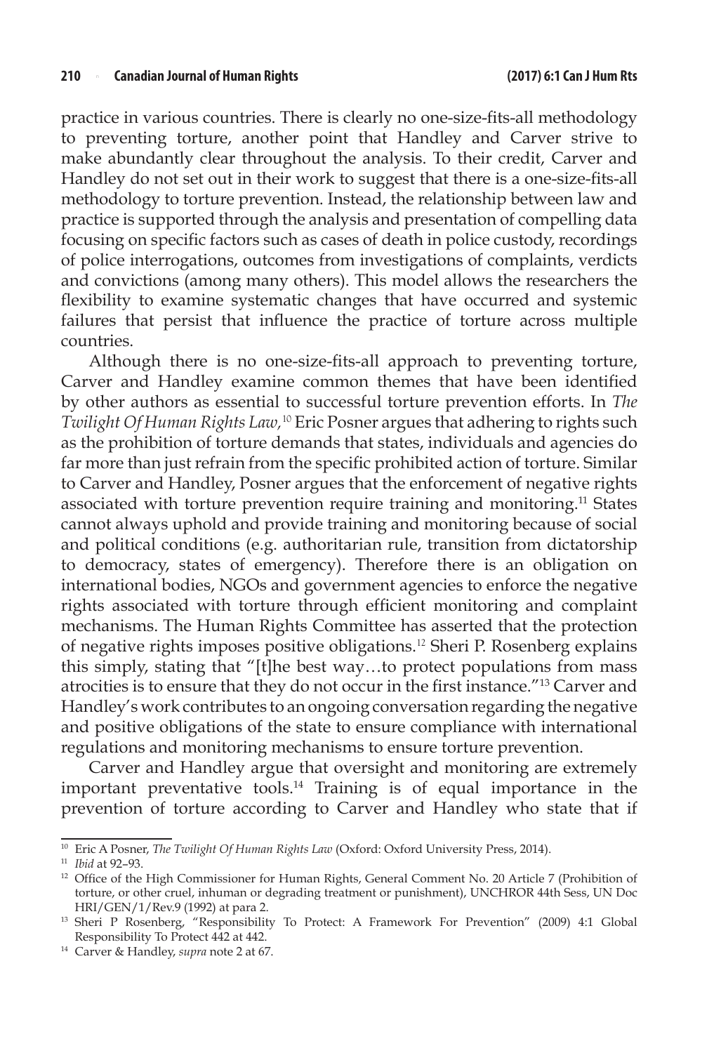practice in various countries. There is clearly no one-size-fits-all methodology to preventing torture, another point that Handley and Carver strive to make abundantly clear throughout the analysis. To their credit, Carver and Handley do not set out in their work to suggest that there is a one-size-fits-all methodology to torture prevention. Instead, the relationship between law and practice is supported through the analysis and presentation of compelling data focusing on specific factors such as cases of death in police custody, recordings of police interrogations, outcomes from investigations of complaints, verdicts and convictions (among many others). This model allows the researchers the flexibility to examine systematic changes that have occurred and systemic failures that persist that influence the practice of torture across multiple countries.

Although there is no one-size-fits-all approach to preventing torture, Carver and Handley examine common themes that have been identified by other authors as essential to successful torture prevention efforts. In *The Twilight Of Human Rights Law*,[10] Eric Posner argues that adhering to rights such as the prohibition of torture demands that states, individuals and agencies do far more than just refrain from the specific prohibited action of torture. Similar to Carver and Handley, Posner argues that the enforcement of negative rights associated with torture prevention require training and monitoring.[11] States cannot always uphold and provide training and monitoring because of social and political conditions (e.g. authoritarian rule, transition from dictatorship to democracy, states of emergency). Therefore there is an obligation on international bodies, NGOs and government agencies to enforce the negative rights associated with torture through efficient monitoring and complaint mechanisms. The Human Rights Committee has asserted that the protection of negative rights imposes positive obligations.[12] Sheri P. Rosenberg explains this simply, stating that "[t]he best way…to protect populations from mass atrocities is to ensure that they do not occur in the first instance."[13] Carver and Handley's work contributes to an ongoing conversation regarding the negative and positive obligations of the state to ensure compliance with international regulations and monitoring mechanisms to ensure torture prevention.

Carver and Handley argue that oversight and monitoring are extremely important preventative tools.[14] Training is of equal importance in the prevention of torture according to Carver and Handley who state that if

---

[10] Eric A Posner, *The Twilight Of Human Rights Law* (Oxford: Oxford University Press, 2014).

[11] *Ibid* at 92–93.

[12] Office of the High Commissioner for Human Rights, General Comment No. 20 Article 7 (Prohibition of torture, or other cruel, inhuman or degrading treatment or punishment), UNCHROR 44th Sess, UN Doc HRI/GEN/1/Rev.9 (1992) at para 2.

[13] Sheri P Rosenberg, "Responsibility To Protect: A Framework For Prevention" (2009) 4:1 Global Responsibility To Protect 442 at 442.

[14] Carver & Handley, *supra* note 2 at 67.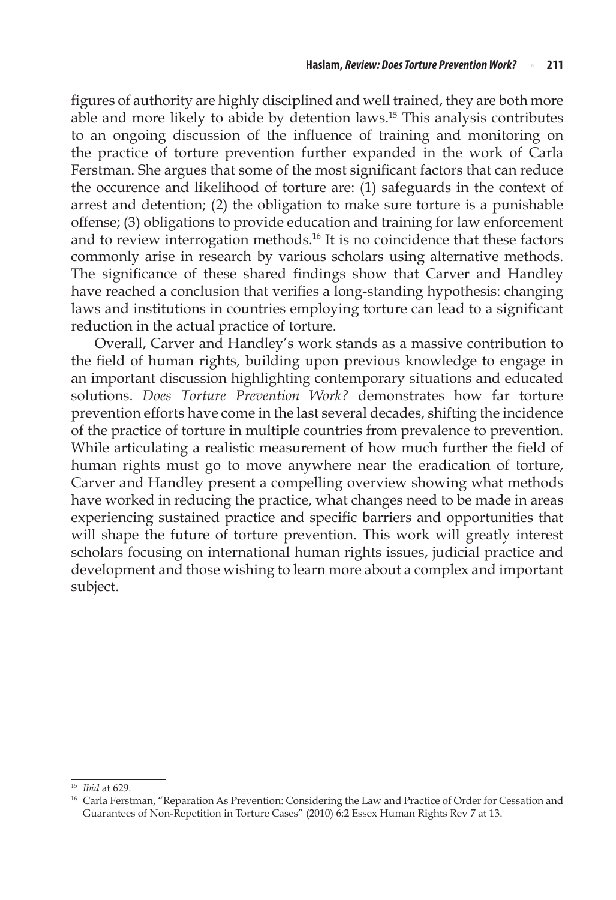figures of authority are highly disciplined and well trained, they are both more able and more likely to abide by detention laws.[15] This analysis contributes to an ongoing discussion of the influence of training and monitoring on the practice of torture prevention further expanded in the work of Carla Ferstman. She argues that some of the most significant factors that can reduce the occurence and likelihood of torture are: (1) safeguards in the context of arrest and detention; (2) the obligation to make sure torture is a punishable offense; (3) obligations to provide education and training for law enforcement and to review interrogation methods.[16] It is no coincidence that these factors commonly arise in research by various scholars using alternative methods. The significance of these shared findings show that Carver and Handley have reached a conclusion that verifies a long-standing hypothesis: changing laws and institutions in countries employing torture can lead to a significant reduction in the actual practice of torture.

Overall, Carver and Handley's work stands as a massive contribution to the field of human rights, building upon previous knowledge to engage in an important discussion highlighting contemporary situations and educated solutions. *Does Torture Prevention Work?* demonstrates how far torture prevention efforts have come in the last several decades, shifting the incidence of the practice of torture in multiple countries from prevalence to prevention. While articulating a realistic measurement of how much further the field of human rights must go to move anywhere near the eradication of torture, Carver and Handley present a compelling overview showing what methods have worked in reducing the practice, what changes need to be made in areas experiencing sustained practice and specific barriers and opportunities that will shape the future of torture prevention. This work will greatly interest scholars focusing on international human rights issues, judicial practice and development and those wishing to learn more about a complex and important subject.

---

[15] *Ibid* at 629.

[16] Carla Ferstman, "Reparation As Prevention: Considering the Law and Practice of Order for Cessation and Guarantees of Non-Repetition in Torture Cases" (2010) 6:2 Essex Human Rights Rev 7 at 13.